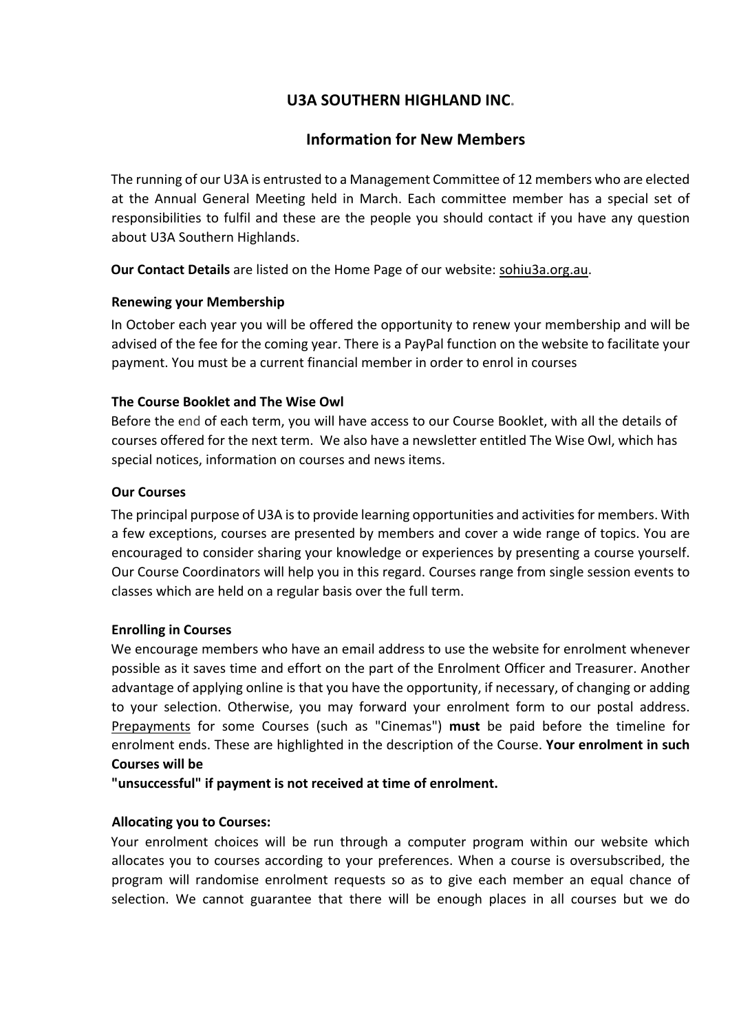# U3A SOUTHERN HIGHLAND INC.

## Information for New Members

The running of our U3A is entrusted to a Management Committee of 12 members who are elected at the Annual General Meeting held in March. Each committee member has a special set of responsibilities to fulfil and these are the people you should contact if you have any question about U3A Southern Highlands.

**Our Contact Details** are listed on the Home Page of our website: sohiu3a.org.au.

### Renewing your Membership

In October each year you will be offered the opportunity to renew your membership and will be advised of the fee for the coming year. There is a PayPal function on the website to facilitate your payment. You must be a current financial member in order to enrol in courses

### The Course Booklet and The Wise Owl

Before the end of each term, you will have access to our Course Booklet, with all the details of courses offered for the next term. We also have a newsletter entitled The Wise Owl, which has special notices, information on courses and news items.

### Our Courses

The principal purpose of U3A is to provide learning opportunities and activities for members. With a few exceptions, courses are presented by members and cover a wide range of topics. You are encouraged to consider sharing your knowledge or experiences by presenting a course yourself. Our Course Coordinators will help you in this regard. Courses range from single session events to classes which are held on a regular basis over the full term.

### Enrolling in Courses

We encourage members who have an email address to use the website for enrolment whenever possible as it saves time and effort on the part of the Enrolment Officer and Treasurer. Another advantage of applying online is that you have the opportunity, if necessary, of changing or adding to your selection. Otherwise, you may forward your enrolment form to our postal address. Prepayments for some Courses (such as "Cinemas") **must** be paid before the timeline for enrolment ends. These are highlighted in the description of the Course. **Your enrolment in such Courses will be "unsuccessful" if payment is not received at time of enrolment.**

### Allocating you to Courses:

Your enrolment choices will be run through a computer program within our website which allocates you to courses according to your preferences. When a course is oversubscribed, the program will randomise enrolment requests so as to give each member an equal chance of selection. We cannot guarantee that there will be enough places in all courses but we do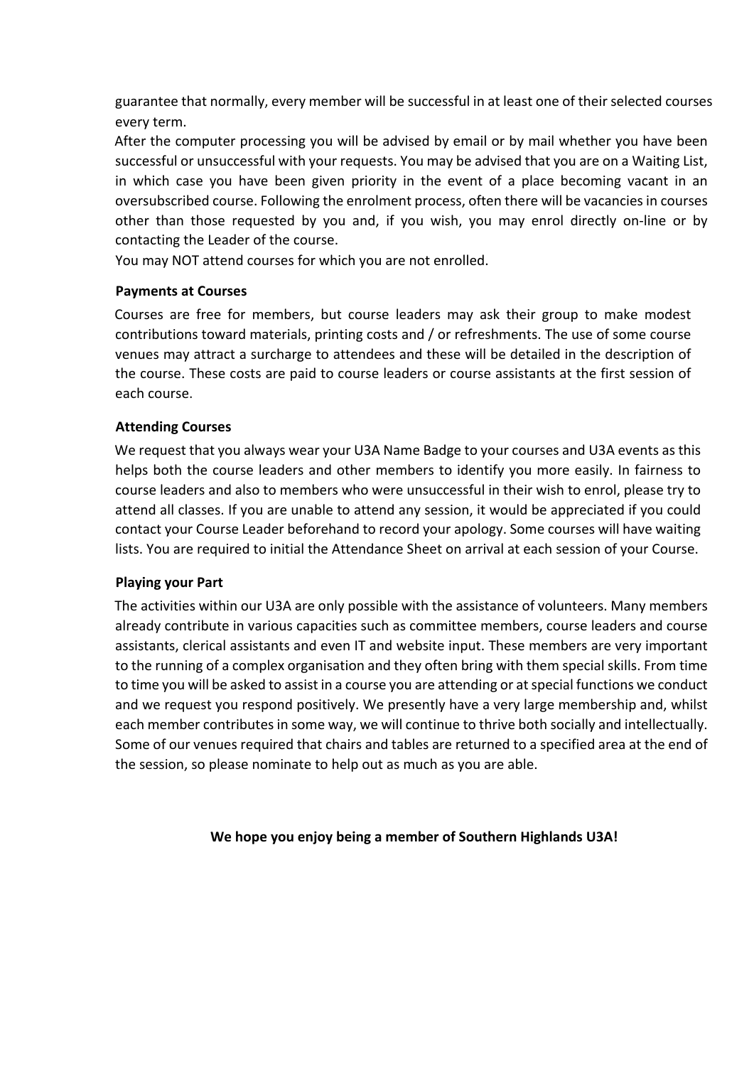guarantee that normally, every member will be successful in at least one of their selected courses every term.

After the computer processing you will be advised by email or by mail whether you have been successful or unsuccessful with your requests. You may be advised that you are on a Waiting List, in which case you have been given priority in the event of a place becoming vacant in an oversubscribed course. Following the enrolment process, often there will be vacancies in courses other than those requested by you and, if you wish, you may enrol directly on-line or by contacting the Leader of the course.

You may NOT attend courses for which you are not enrolled.

**Payments at Courses**

Courses are free for members, but course leaders may ask their group to make modest contributions toward materials, printing costs and / or refreshments. The use of some course venues may attract a surcharge to attendees and these will be detailed in the description of the course. These costs are paid to course leaders or course assistants at the first session of each course.

**Attending Courses**

We request that you always wear your U3A Name Badge to your courses and U3A events as this helps both the course leaders and other members to identify you more easily. In fairness to course leaders and also to members who were unsuccessful in their wish to enrol, please try to attend all classes. If you are unable to attend any session, it would be appreciated if you could contact your Course Leader beforehand to record your apology. Some courses will have waiting lists. You are required to initial the Attendance Sheet on arrival at each session of your Course.

**Playing your Part**

The activities within our U3A are only possible with the assistance of volunteers. Many members already contribute in various capacities such as committee members, course leaders and course assistants, clerical assistants and even IT and website input. These members are very important to the running of a complex organisation and they often bring with them special skills. From time to time you will be asked to assist in a course you are attending or at special functions we conduct and we request you respond positively. We presently have a very large membership and, whilst each member contributes in some way, we will continue to thrive both socially and intellectually. Some of our venues required that chairs and tables are returned to a specified area at the end of the session, so please nominate to help out as much as you are able.

**We hope you enjoy being a member of Southern Highlands U3A!**